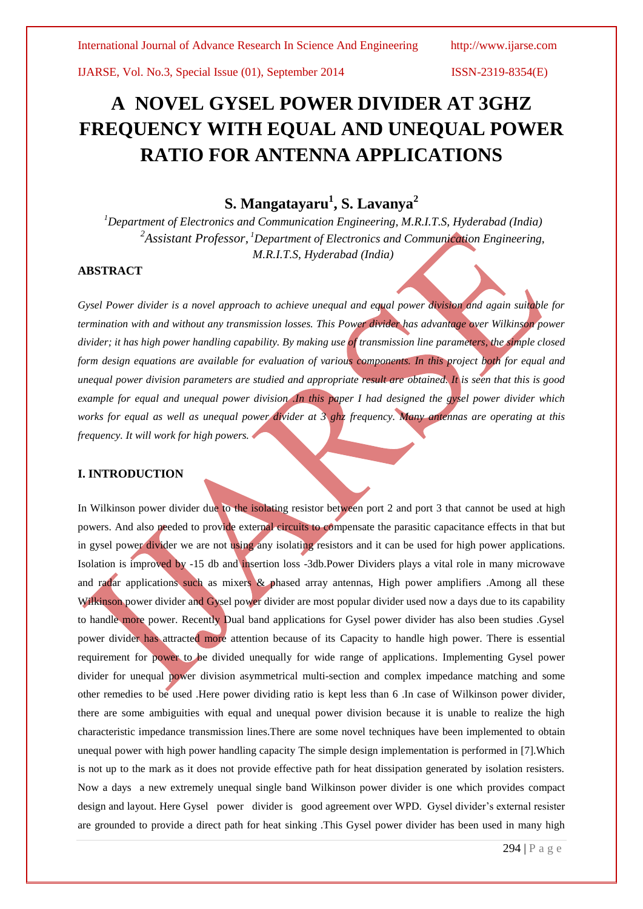# A NOVEL GYSEL POWER DIVIDER AT 3GHZ FREQUENCY WITH EQUAL AND UNEQUAL POWER RATIO FOR ANTENNA APPLICATIONS

## S. Mangatayaru[1], S. Lavanya[2]

*[1]Department of Electronics and Communication Engineering, M.R.I.T.S, Hyderabad (India)*
*[2]Assistant Professor, [1]Department of Electronics and Communication Engineering, M.R.I.T.S, Hyderabad (India)*

### ABSTRACT

*Gysel Power divider is a novel approach to achieve unequal and equal power division and again suitable for termination with and without any transmission losses. This Power divider has advantage over Wilkinson power divider; it has high power handling capability. By making use of transmission line parameters, the simple closed form design equations are available for evaluation of various components. In this project both for equal and unequal power division parameters are studied and appropriate result are obtained. It is seen that this is good example for equal and unequal power division .In this paper I had designed the gysel power divider which works for equal as well as unequal power divider at 3 ghz frequency. Many antennas are operating at this frequency. It will work for high powers.*

### I. INTRODUCTION

In Wilkinson power divider due to the isolating resistor between port 2 and port 3 that cannot be used at high powers. And also needed to provide external circuits to compensate the parasitic capacitance effects in that but in gysel power divider we are not using any isolating resistors and it can be used for high power applications. Isolation is improved by -15 db and insertion loss -3db.Power Dividers plays a vital role in many microwave and radar applications such as mixers & phased array antennas, High power amplifiers .Among all these Wilkinson power divider and Gysel power divider are most popular divider used now a days due to its capability to handle more power. Recently Dual band applications for Gysel power divider has also been studies .Gysel power divider has attracted more attention because of its Capacity to handle high power. There is essential requirement for power to be divided unequally for wide range of applications. Implementing Gysel power divider for unequal power division asymmetrical multi-section and complex impedance matching and some other remedies to be used .Here power dividing ratio is kept less than 6 .In case of Wilkinson power divider, there are some ambiguities with equal and unequal power division because it is unable to realize the high characteristic impedance transmission lines.There are some novel techniques have been implemented to obtain unequal power with high power handling capacity The simple design implementation is performed in [7].Which is not up to the mark as it does not provide effective path for heat dissipation generated by isolation resisters. Now a days a new extremely unequal single band Wilkinson power divider is one which provides compact design and layout. Here Gysel power divider is good agreement over WPD. Gysel divider's external resister are grounded to provide a direct path for heat sinking .This Gysel power divider has been used in many high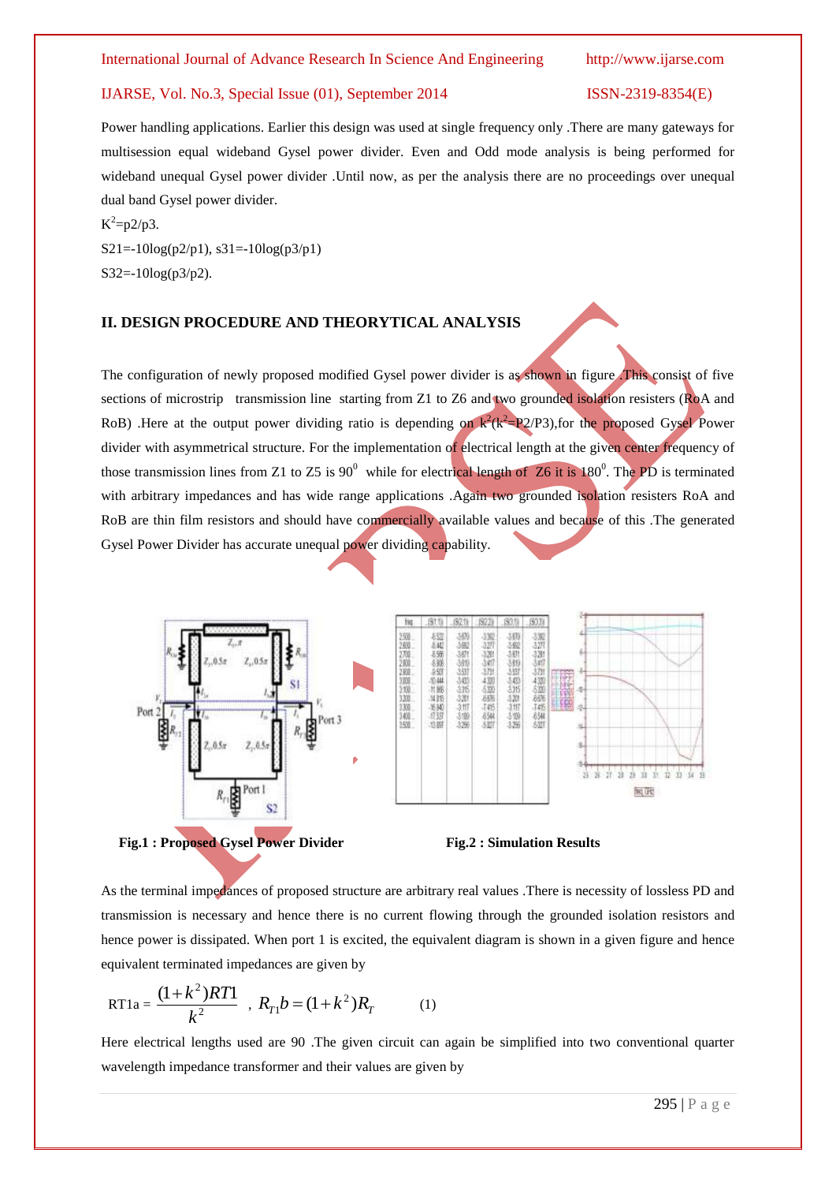Power handling applications. Earlier this design was used at single frequency only .There are many gateways for multisession equal wideband Gysel power divider. Even and Odd mode analysis is being performed for wideband unequal Gysel power divider .Until now, as per the analysis there are no proceedings over unequal dual band Gysel power divider.

$K^2$=p2/p3.

S21=-10log(p2/p1), s31=-10log(p3/p1)

S32=-10log(p3/p2).

## II. DESIGN PROCEDURE AND THEORYTICAL ANALYSIS

The configuration of newly proposed modified Gysel power divider is as shown in figure .This consist of five sections of microstrip transmission line starting from Z1 to Z6 and two grounded isolation resisters (RoA and RoB) .Here at the output power dividing ratio is depending on $k^2$($k^2$=P2/P3),for the proposed Gysel Power divider with asymmetrical structure. For the implementation of electrical length at the given center frequency of those transmission lines from Z1 to Z5 is $90^0$ while for electrical length of Z6 it is $180^0$. The PD is terminated with arbitrary impedances and has wide range applications .Again two grounded isolation resisters RoA and RoB are thin film resistors and should have commercially available values and because of this .The generated Gysel Power Divider has accurate unequal power dividing capability.

**Fig.1 : Proposed Gysel Power Divider**

**Fig.2 : Simulation Results**

As the terminal impedances of proposed structure are arbitrary real values .There is necessity of lossless PD and transmission is necessary and hence there is no current flowing through the grounded isolation resistors and hence power is dissipated. When port 1 is excited, the equivalent diagram is shown in a given figure and hence equivalent terminated impedances are given by

$$\text{RT1a} = \frac{(1+k^2)RT1}{k^2} \quad , \; R_{T1}b = (1+k^2)R_T \qquad (1)$$

Here electrical lengths used are 90 .The given circuit can again be simplified into two conventional quarter wavelength impedance transformer and their values are given by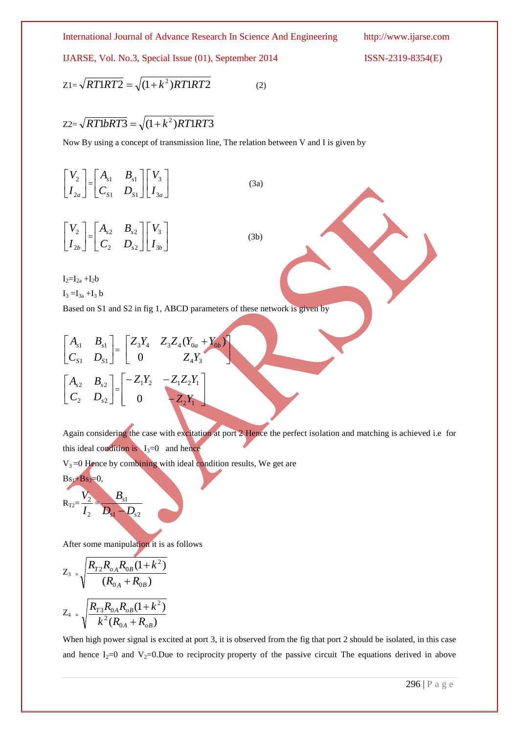Z1= $\sqrt{RT1RT2} = \sqrt{(1+k^2)RT1RT2}$ (2)

Z2= $\sqrt{RT1bRT3} = \sqrt{(1+k^2)RT1RT3}$

Now By using a concept of transmission line, The relation between V and I is given by

$$\begin{bmatrix} V_2 \\ I_{2a} \end{bmatrix} = \begin{bmatrix} A_{s1} & B_{s1} \\ C_{S1} & D_{S1} \end{bmatrix} \begin{bmatrix} V_3 \\ I_{3a} \end{bmatrix} \quad (3a)$$

$$\begin{bmatrix} V_2 \\ I_{2b} \end{bmatrix} = \begin{bmatrix} A_{s2} & B_{s2} \\ C_2 & D_{s2} \end{bmatrix} \begin{bmatrix} V_3 \\ I_{3b} \end{bmatrix} \quad (3b)$$

$I_2 = I_{2a} + I_2b$

$I_3 = I_{3a} + I_3$ b

Based on S1 and S2 in fig 1, ABCD parameters of these network is given by

$$\begin{bmatrix} A_{s1} & B_{s1} \\ C_{S1} & D_{S1} \end{bmatrix} = \begin{bmatrix} Z_3 Y_4 & Z_3 Z_4 (Y_{0a} + Y_{0b}) \\ 0 & Z_4 Y_3 \end{bmatrix}$$

$$\begin{bmatrix} A_{s2} & B_{s2} \\ C_2 & D_{s2} \end{bmatrix} = \begin{bmatrix} -Z_1 Y_2 & -Z_1 Z_2 Y_1 \\ 0 & -Z_2 Y_1 \end{bmatrix}$$

Again considering the case with excitation at port 2 Hence the perfect isolation and matching is achieved i.e for this ideal condition is $I_3=0$ and hence

$V_3=0$ Hence by combining with ideal condition results, We get are

$Bs_1+Bs_2=0$,

$$R_{T2} = \frac{V_2}{I_2} = \frac{B_{s1}}{D_{s1} - D_{s2}}$$

After some manipulation it is as follows

$$Z_3 = \sqrt{\frac{R_{T2} R_{oA} R_{0B} (1+k^2)}{(R_{0A} + R_{0B})}}$$

$$Z_4 = \sqrt{\frac{R_{T3} R_{0A} R_{oB} (1+k^2)}{k^2 (R_{0A} + R_{oB})}}$$

When high power signal is excited at port 3, it is observed from the fig that port 2 should be isolated, in this case and hence $I_2=0$ and $V_2=0$.Due to reciprocity property of the passive circuit The equations derived in above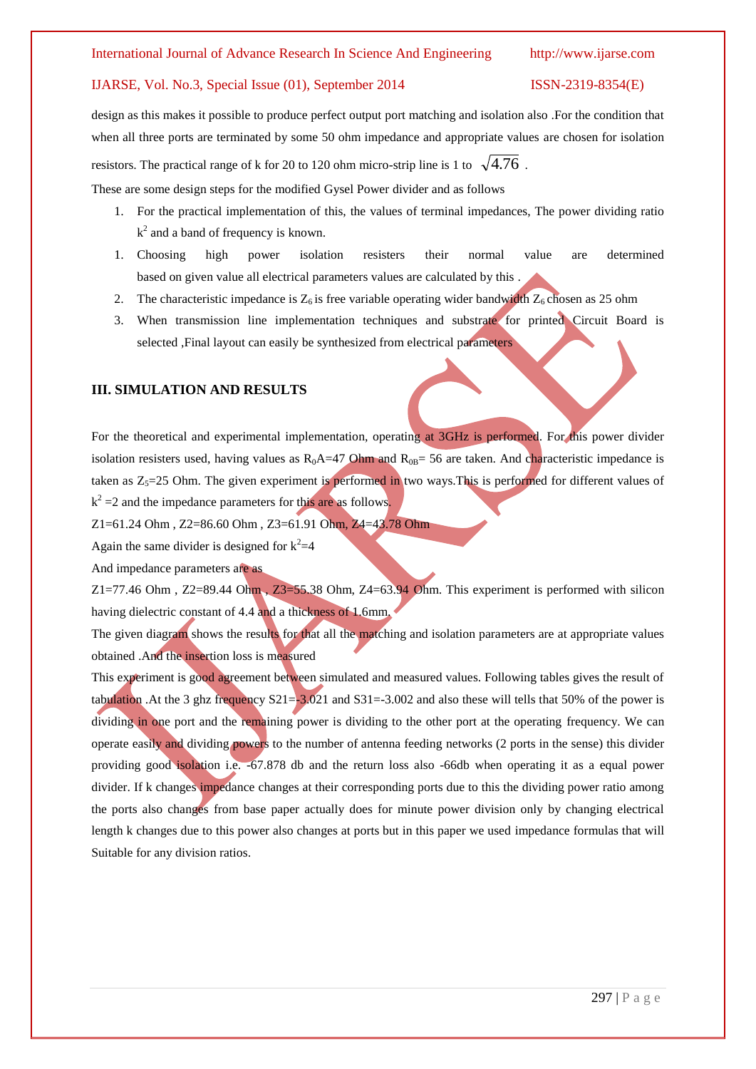design as this makes it possible to produce perfect output port matching and isolation also .For the condition that when all three ports are terminated by some 50 ohm impedance and appropriate values are chosen for isolation resistors. The practical range of k for 20 to 120 ohm micro-strip line is 1 to $\sqrt{4.76}$ .

These are some design steps for the modified Gysel Power divider and as follows

1. For the practical implementation of this, the values of terminal impedances, The power dividing ratio $k^2$ and a band of frequency is known.
1. Choosing high power isolation resisters their normal value are determined based on given value all electrical parameters values are calculated by this .
2. The characteristic impedance is $Z_6$ is free variable operating wider bandwidth $Z_6$ chosen as 25 ohm
3. When transmission line implementation techniques and substrate for printed Circuit Board is selected ,Final layout can easily be synthesized from electrical parameters

## III. SIMULATION AND RESULTS

For the theoretical and experimental implementation, operating at 3GHz is performed. For this power divider isolation resisters used, having values as $R_0A$=47 Ohm and $R_{0B}$= 56 are taken. And characteristic impedance is taken as $Z_5$=25 Ohm. The given experiment is performed in two ways.This is performed for different values of $k^2$ =2 and the impedance parameters for this are as follows.

Z1=61.24 Ohm , Z2=86.60 Ohm , Z3=61.91 Ohm, Z4=43.78 Ohm

Again the same divider is designed for $k^2$=4

And impedance parameters are as

Z1=77.46 Ohm , Z2=89.44 Ohm , Z3=55.38 Ohm, Z4=63.94 Ohm. This experiment is performed with silicon having dielectric constant of 4.4 and a thickness of 1.6mm.

The given diagram shows the results for that all the matching and isolation parameters are at appropriate values obtained .And the insertion loss is measured

This experiment is good agreement between simulated and measured values. Following tables gives the result of tabulation .At the 3 ghz frequency S21=-3.021 and S31=-3.002 and also these will tells that 50% of the power is dividing in one port and the remaining power is dividing to the other port at the operating frequency. We can operate easily and dividing powers to the number of antenna feeding networks (2 ports in the sense) this divider providing good isolation i.e. -67.878 db and the return loss also -66db when operating it as a equal power divider. If k changes impedance changes at their corresponding ports due to this the dividing power ratio among the ports also changes from base paper actually does for minute power division only by changing electrical length k changes due to this power also changes at ports but in this paper we used impedance formulas that will Suitable for any division ratios.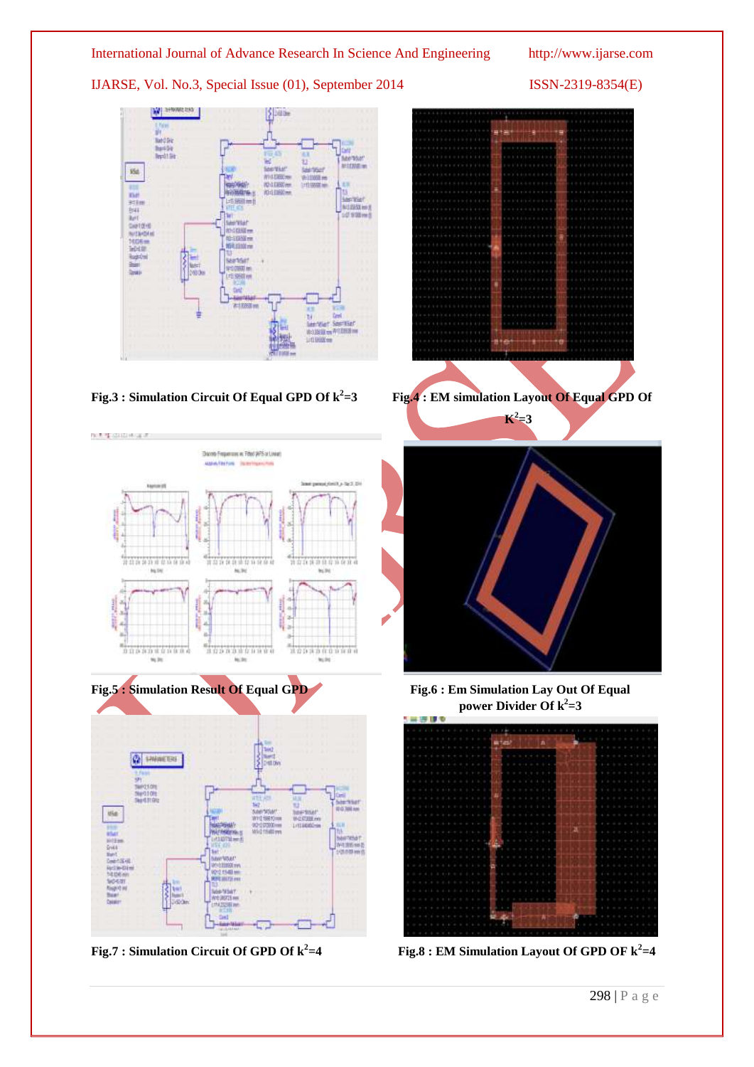Fig.3 : Simulation Circuit Of Equal GPD Of $k^2$=3

Fig.4 : EM simulation Layout Of Equal GPD Of $K^2$=3

Fig.5 : Simulation Result Of Equal GPD

Fig.6 : Em Simulation Lay Out Of Equal power Divider Of $k^2$=3

Fig.7 : Simulation Circuit Of GPD Of $k^2$=4

Fig.8 : EM Simulation Layout Of GPD OF $k^2$=4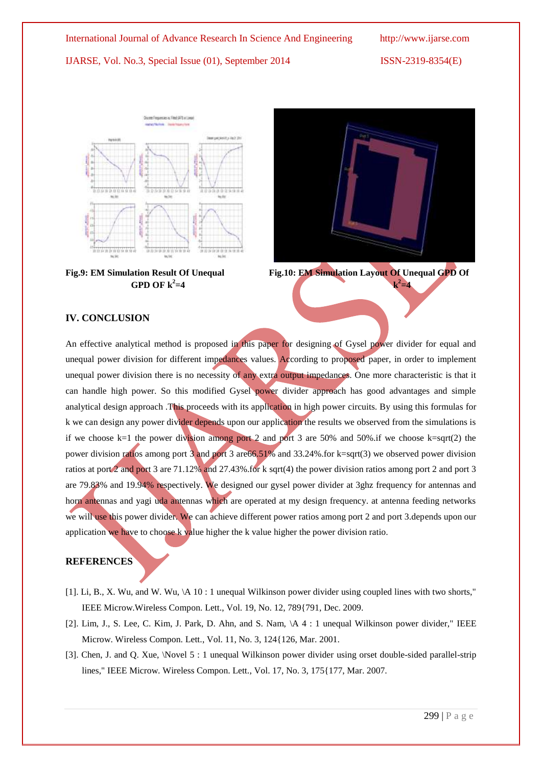**Fig.9: EM Simulation Result Of Unequal GPD OF $k^2$=4**

**Fig.10: EM Simulation Layout Of Unequal GPD Of $k^2$=4**

## IV. CONCLUSION

An effective analytical method is proposed in this paper for designing of Gysel power divider for equal and unequal power division for different impedances values. According to proposed paper, in order to implement unequal power division there is no necessity of any extra output impedances. One more characteristic is that it can handle high power. So this modified Gysel power divider approach has good advantages and simple analytical design approach .This proceeds with its application in high power circuits. By using this formulas for k we can design any power divider depends upon our application the results we observed from the simulations is if we choose k=1 the power division among port 2 and port 3 are 50% and 50%.if we choose k=sqrt(2) the power division ratios among port 3 and port 3 are66.51% and 33.24%.for k=sqrt(3) we observed power division ratios at port 2 and port 3 are 71.12% and 27.43%.for k sqrt(4) the power division ratios among port 2 and port 3 are 79.83% and 19.94% respectively. We designed our gysel power divider at 3ghz frequency for antennas and horn antennas and yagi uda antennas which are operated at my design frequency. at antenna feeding networks we will use this power divider. We can achieve different power ratios among port 2 and port 3.depends upon our application we have to choose k value higher the k value higher the power division ratio.

## REFERENCES

[1]. Li, B., X. Wu, and W. Wu, \A 10 : 1 unequal Wilkinson power divider using coupled lines with two shorts," IEEE Microw.Wireless Compon. Lett., Vol. 19, No. 12, 789{791, Dec. 2009.

[2]. Lim, J., S. Lee, C. Kim, J. Park, D. Ahn, and S. Nam, \A 4 : 1 unequal Wilkinson power divider," IEEE Microw. Wireless Compon. Lett., Vol. 11, No. 3, 124{126, Mar. 2001.

[3]. Chen, J. and Q. Xue, \Novel 5 : 1 unequal Wilkinson power divider using orset double-sided parallel-strip lines," IEEE Microw. Wireless Compon. Lett., Vol. 17, No. 3, 175{177, Mar. 2007.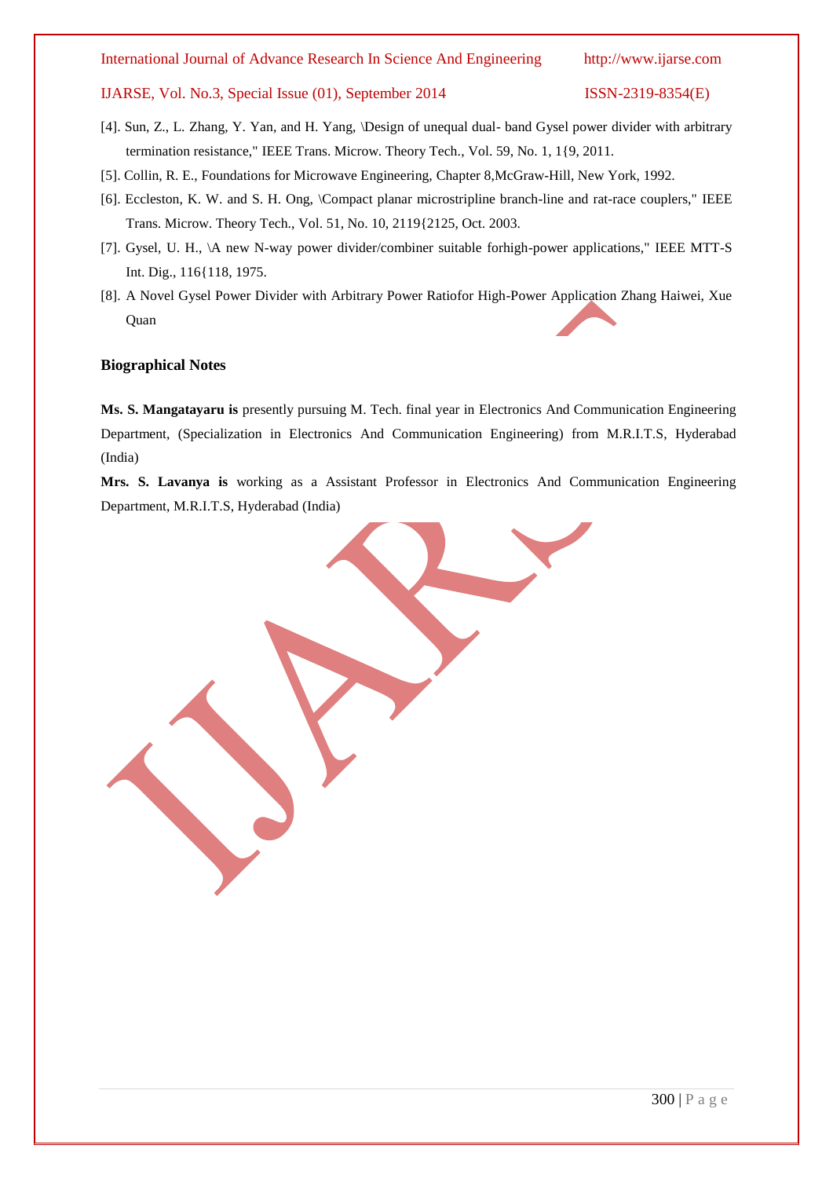[4]. Sun, Z., L. Zhang, Y. Yan, and H. Yang, \Design of unequal dual- band Gysel power divider with arbitrary termination resistance," IEEE Trans. Microw. Theory Tech., Vol. 59, No. 1, 1{9, 2011.

[5]. Collin, R. E., Foundations for Microwave Engineering, Chapter 8,McGraw-Hill, New York, 1992.

[6]. Eccleston, K. W. and S. H. Ong, \Compact planar microstripline branch-line and rat-race couplers," IEEE Trans. Microw. Theory Tech., Vol. 51, No. 10, 2119{2125, Oct. 2003.

[7]. Gysel, U. H., \A new N-way power divider/combiner suitable forhigh-power applications," IEEE MTT-S Int. Dig., 116{118, 1975.

[8]. A Novel Gysel Power Divider with Arbitrary Power Ratiofor High-Power Application Zhang Haiwei, Xue Quan

### Biographical Notes

**Ms. S. Mangatayaru is** presently pursuing M. Tech. final year in Electronics And Communication Engineering Department, (Specialization in Electronics And Communication Engineering) from M.R.I.T.S, Hyderabad (India)

**Mrs. S. Lavanya is** working as a Assistant Professor in Electronics And Communication Engineering Department, M.R.I.T.S, Hyderabad (India)